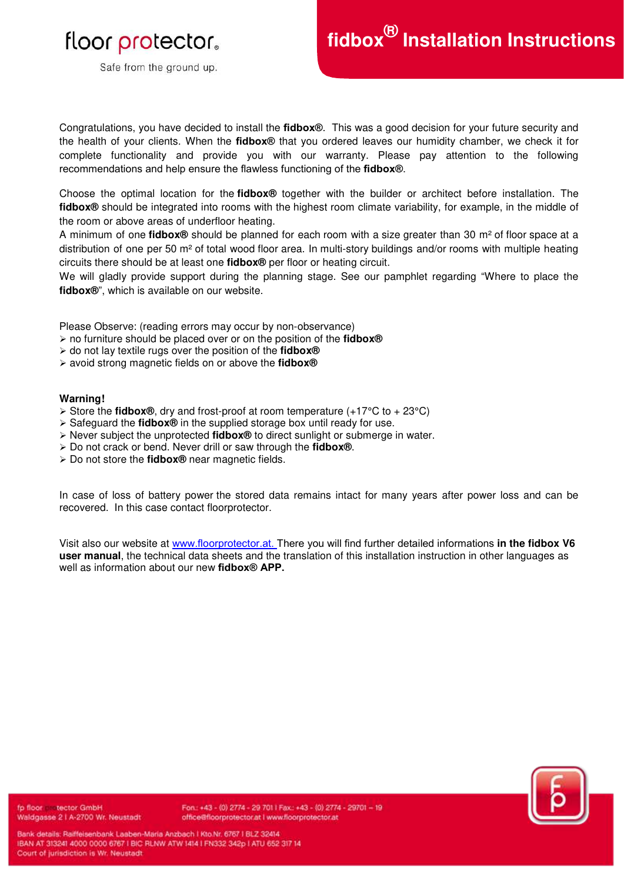floor protector®

Safe from the ground up.

# fidbox® Installation Instructions

Congratulations, you have decided to install the **fidbox®**. This was a good decision for your future security and the health of your clients. When the **fidbox®** that you ordered leaves our humidity chamber, we check it for complete functionality and provide you with our warranty. Please pay attention to the following recommendations and help ensure the flawless functioning of the **fidbox®**.

Choose the optimal location for the **fidbox®** together with the builder or architect before installation. The **fidbox®** should be integrated into rooms with the highest room climate variability, for example, in the middle of the room or above areas of underfloor heating.
A minimum of one **fidbox®** should be planned for each room with a size greater than 30 m² of floor space at a distribution of one per 50 m² of total wood floor area. In multi-story buildings and/or rooms with multiple heating circuits there should be at least one **fidbox®** per floor or heating circuit.
We will gladly provide support during the planning stage. See our pamphlet regarding "Where to place the **fidbox®**", which is available on our website.

Please Observe: (reading errors may occur by non-observance)

- no furniture should be placed over or on the position of the **fidbox®**
- do not lay textile rugs over the position of the **fidbox®**
- avoid strong magnetic fields on or above the **fidbox®**

**Warning!**

- Store the **fidbox®**, dry and frost-proof at room temperature (+17°C to + 23°C)
- Safeguard the **fidbox®** in the supplied storage box until ready for use.
- Never subject the unprotected **fidbox®** to direct sunlight or submerge in water.
- Do not crack or bend. Never drill or saw through the **fidbox®**.
- Do not store the **fidbox®** near magnetic fields.

In case of loss of battery power the stored data remains intact for many years after power loss and can be recovered. In this case contact floorprotector.

Visit also our website at www.floorprotector.at. There you will find further detailed informations **in the fidbox V6 user manual**, the technical data sheets and the translation of this installation instruction in other languages as well as information about our new **fidbox® APP.**

fp floor protector GmbH
Waldgasse 2 I A-2700 Wr. Neustadt

Fon.: +43 - (0) 2774 - 29 701 I Fax: +43 - (0) 2774 - 29701 – 19
office@floorprotector.at I www.floorprotector.at

Bank details: Raiffeisenbank Laaben-Maria Anzbach I Kto.Nr. 6767 I BLZ 32414
IBAN AT 313241 4000 0000 6767 I BIC RLNW ATW 1414 I FN332 342p I ATU 652 317 14
Court of jurisdiction is Wr. Neustadt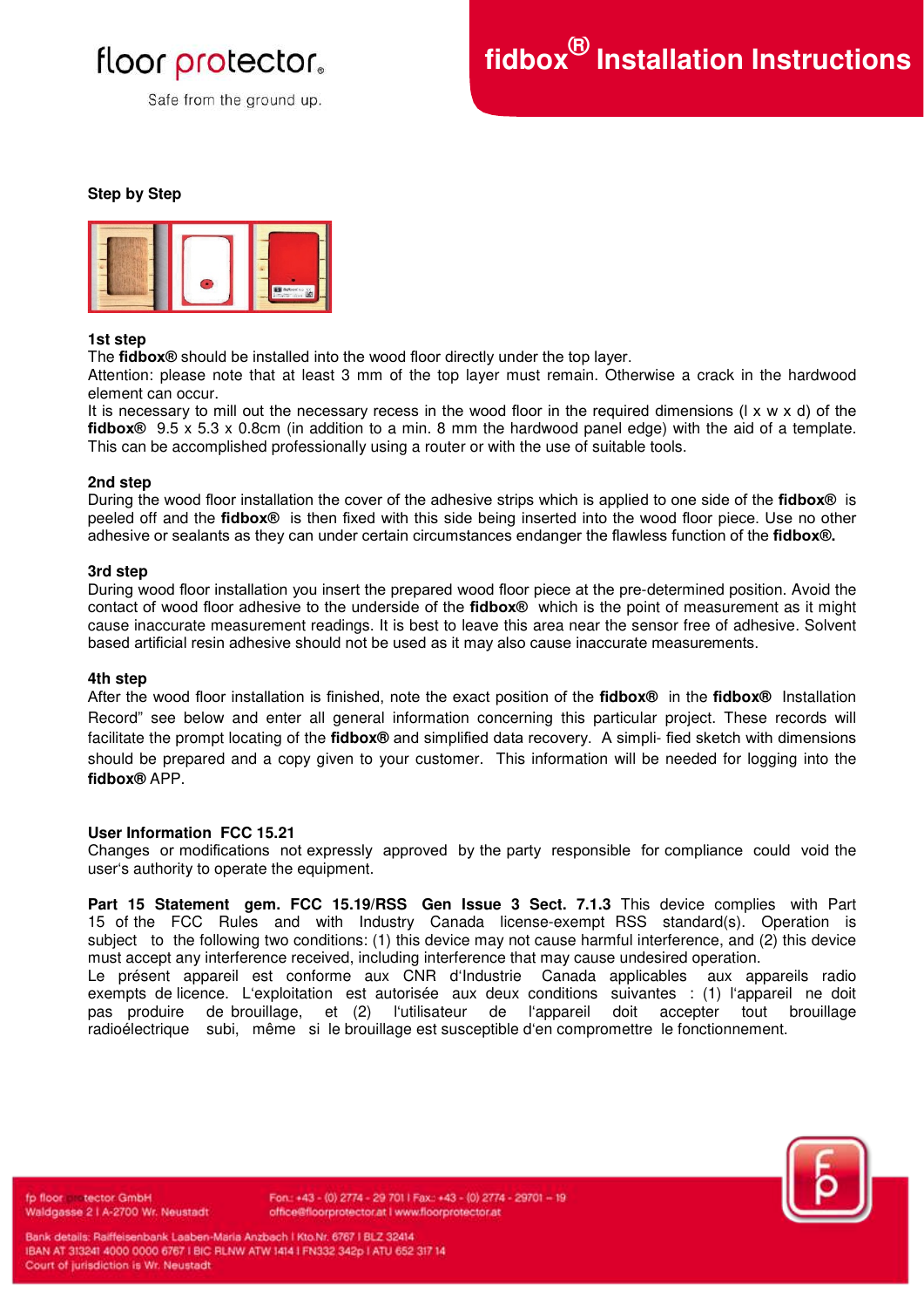# fidbox® Installation Instructions

**Step by Step**

**1st step**
The **fidbox®** should be installed into the wood floor directly under the top layer.
Attention: please note that at least 3 mm of the top layer must remain. Otherwise a crack in the hardwood element can occur.
It is necessary to mill out the necessary recess in the wood floor in the required dimensions (l x w x d) of the **fidbox®** 9.5 x 5.3 x 0.8cm (in addition to a min. 8 mm the hardwood panel edge) with the aid of a template. This can be accomplished professionally using a router or with the use of suitable tools.

**2nd step**
During the wood floor installation the cover of the adhesive strips which is applied to one side of the **fidbox®** is peeled off and the **fidbox®** is then fixed with this side being inserted into the wood floor piece. Use no other adhesive or sealants as they can under certain circumstances endanger the flawless function of the **fidbox®.**

**3rd step**
During wood floor installation you insert the prepared wood floor piece at the pre-determined position. Avoid the contact of wood floor adhesive to the underside of the **fidbox®** which is the point of measurement as it might cause inaccurate measurement readings. It is best to leave this area near the sensor free of adhesive. Solvent based artificial resin adhesive should not be used as it may also cause inaccurate measurements.

**4th step**
After the wood floor installation is finished, note the exact position of the **fidbox®** in the **fidbox®** Installation Record" see below and enter all general information concerning this particular project. These records will facilitate the prompt locating of the **fidbox®** and simplified data recovery. A simpli- fied sketch with dimensions should be prepared and a copy given to your customer. This information will be needed for logging into the **fidbox®** APP.

**User Information FCC 15.21**
Changes or modifications not expressly approved by the party responsible for compliance could void the user's authority to operate the equipment.

**Part 15 Statement gem. FCC 15.19/RSS Gen Issue 3 Sect. 7.1.3** This device complies with Part 15 of the FCC Rules and with Industry Canada license-exempt RSS standard(s). Operation is subject to the following two conditions: (1) this device may not cause harmful interference, and (2) this device must accept any interference received, including interference that may cause undesired operation.
Le présent appareil est conforme aux CNR d'Industrie Canada applicables aux appareils radio exempts de licence. L'exploitation est autorisée aux deux conditions suivantes : (1) l'appareil ne doit pas produire de brouillage, et (2) l'utilisateur de l'appareil doit accepter tout brouillage radioélectrique subi, même si le brouillage est susceptible d'en compromettre le fonctionnement.